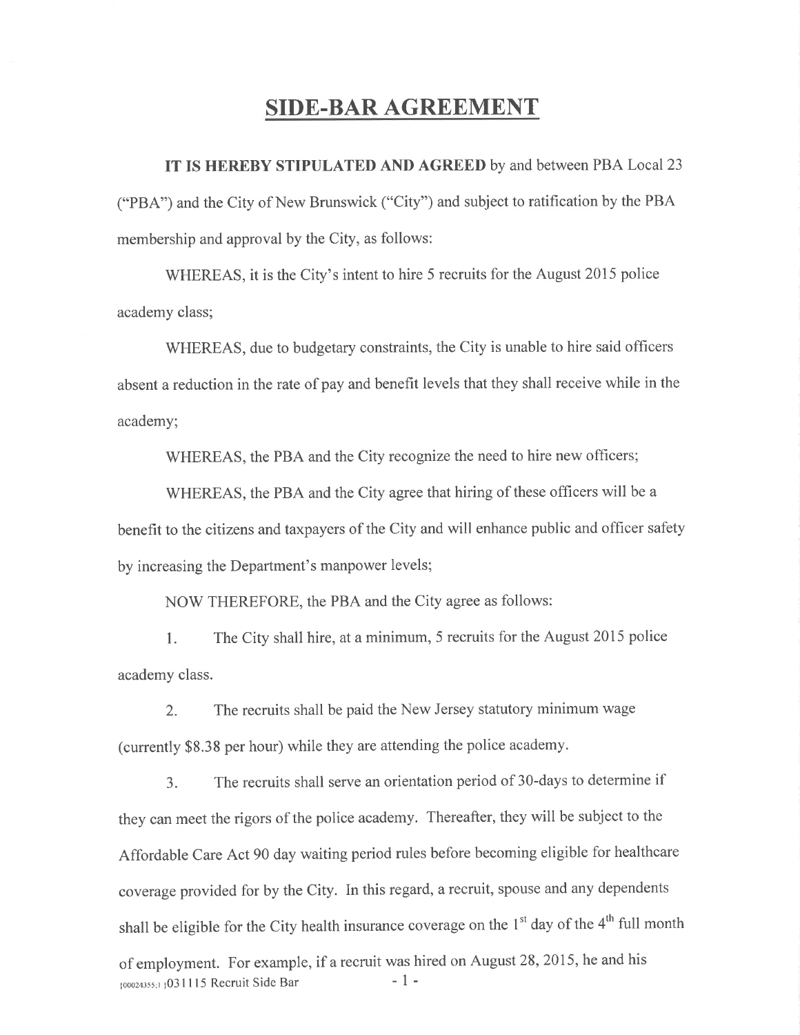# SIDE-BAR AGREEMENT

**IT IS HEREBY STIPULATED AND AGREED** by and between PBA Local 23 ("PBA") and the City of New Brunswick ("City") and subject to ratification by the PBA membership and approval by the City, as follows:

WHEREAS, it is the City's intent to hire 5 recruits for the August 2015 police academy class;

WHEREAS, due to budgetary constraints, the City is unable to hire said officers absent a reduction in the rate of pay and benefit levels that they shall receive while in the academy;

WHEREAS, the PBA and the City recognize the need to hire new officers;

WHEREAS, the PBA and the City agree that hiring of these officers will be a benefit to the citizens and taxpayers of the City and will enhance public and officer safety by increasing the Department's manpower levels;

NOW THEREFORE, the PBA and the City agree as follows:

1. The City shall hire, at a minimum, 5 recruits for the August 2015 police academy class.

2. The recruits shall be paid the New Jersey statutory minimum wage (currently $8.38 per hour) while they are attending the police academy.

3. The recruits shall serve an orientation period of 30-days to determine if they can meet the rigors of the police academy. Thereafter, they will be subject to the Affordable Care Act 90 day waiting period rules before becoming eligible for healthcare coverage provided for by the City. In this regard, a recruit, spouse and any dependents shall be eligible for the City health insurance coverage on the 1st day of the 4th full month of employment. For example, if a recruit was hired on August 28, 2015, he and his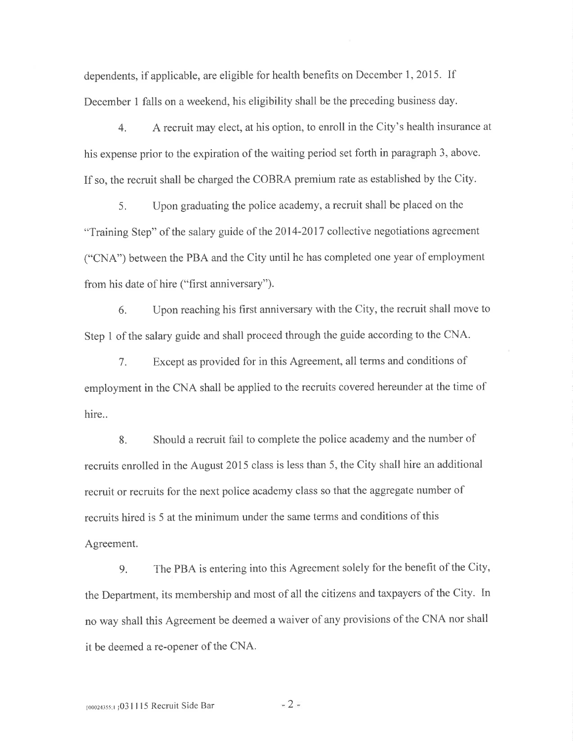dependents, if applicable, are eligible for health benefits on December 1, 2015. If December 1 falls on a weekend, his eligibility shall be the preceding business day.

4. A recruit may elect, at his option, to enroll in the City's health insurance at his expense prior to the expiration of the waiting period set forth in paragraph 3, above. If so, the recruit shall be charged the COBRA premium rate as established by the City.

5. Upon graduating the police academy, a recruit shall be placed on the "Training Step" of the salary guide of the 2014-2017 collective negotiations agreement ("CNA") between the PBA and the City until he has completed one year of employment from his date of hire ("first anniversary").

6. Upon reaching his first anniversary with the City, the recruit shall move to Step 1 of the salary guide and shall proceed through the guide according to the CNA.

7. Except as provided for in this Agreement, all terms and conditions of employment in the CNA shall be applied to the recruits covered hereunder at the time of hire..

8. Should a recruit fail to complete the police academy and the number of recruits enrolled in the August 2015 class is less than 5, the City shall hire an additional recruit or recruits for the next police academy class so that the aggregate number of recruits hired is 5 at the minimum under the same terms and conditions of this Agreement.

9. The PBA is entering into this Agreement solely for the benefit of the City, the Department, its membership and most of all the citizens and taxpayers of the City. In no way shall this Agreement be deemed a waiver of any provisions of the CNA nor shall it be deemed a re-opener of the CNA.

{00024355;1 }031115 Recruit Side Bar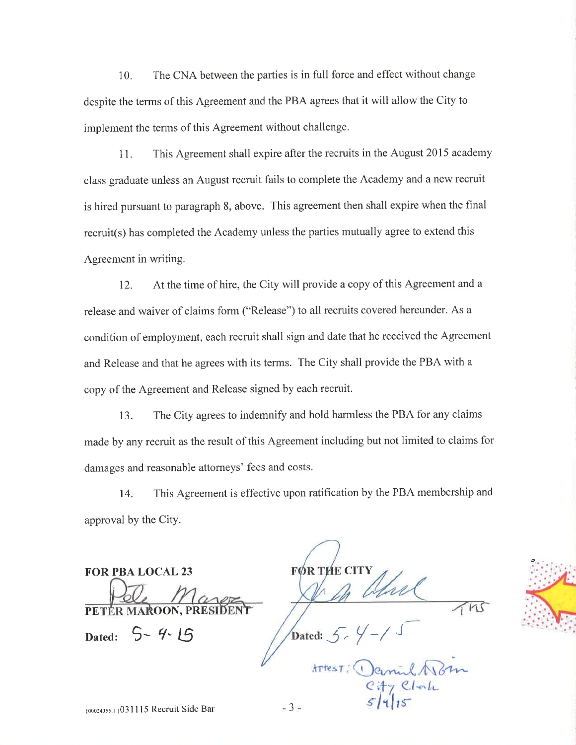10. The CNA between the parties is in full force and effect without change despite the terms of this Agreement and the PBA agrees that it will allow the City to implement the terms of this Agreement without challenge.

11. This Agreement shall expire after the recruits in the August 2015 academy class graduate unless an August recruit fails to complete the Academy and a new recruit is hired pursuant to paragraph 8, above. This agreement then shall expire when the final recruit(s) has completed the Academy unless the parties mutually agree to extend this Agreement in writing.

12. At the time of hire, the City will provide a copy of this Agreement and a release and waiver of claims form ("Release") to all recruits covered hereunder. As a condition of employment, each recruit shall sign and date that he received the Agreement and Release and that he agrees with its terms. The City shall provide the PBA with a copy of the Agreement and Release signed by each recruit.

13. The City agrees to indemnify and hold harmless the PBA for any claims made by any recruit as the result of this Agreement including but not limited to claims for damages and reasonable attorneys' fees and costs.

14. This Agreement is effective upon ratification by the PBA membership and approval by the City.

**FOR PBA LOCAL 23**

PETER MAROON, PRESIDENT

Dated: 5-4-15

**FOR THE CITY**

Dated: 5-4-15

ATTEST: City Clerk 5/4/15

{00024355;1 }031115 Recruit Side Bar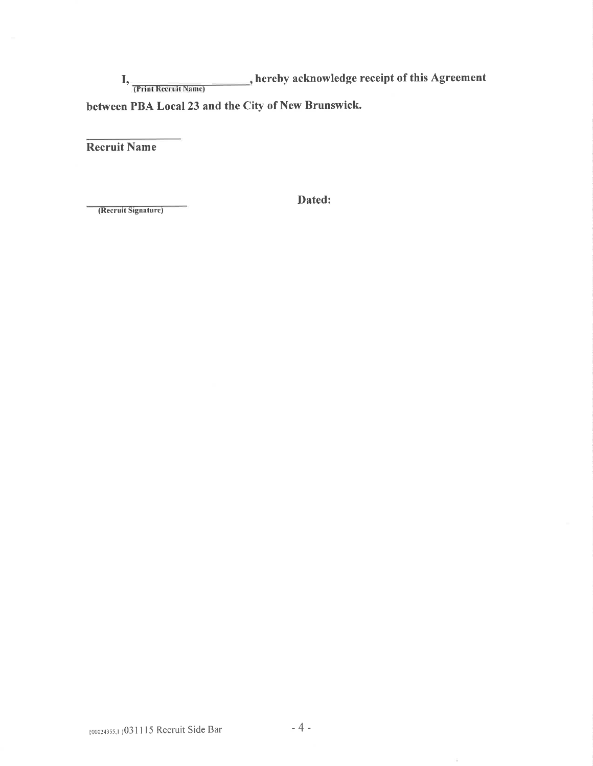**I, \_\_\_\_\_\_\_\_\_\_\_\_\_\_\_\_\_\_\_\_\_\_, hereby acknowledge receipt of this Agreement**
**(Print Recruit Name)**

**between PBA Local 23 and the City of New Brunswick.**

\_\_\_\_\_\_\_\_\_\_\_\_\_\_\_\_\_\_\_\_
**Recruit Name**

\_\_\_\_\_\_\_\_\_\_\_\_\_\_\_\_\_\_\_\_ **Dated:**
**(Recruit Signature)**

{00024355;1 }031115 Recruit Side Bar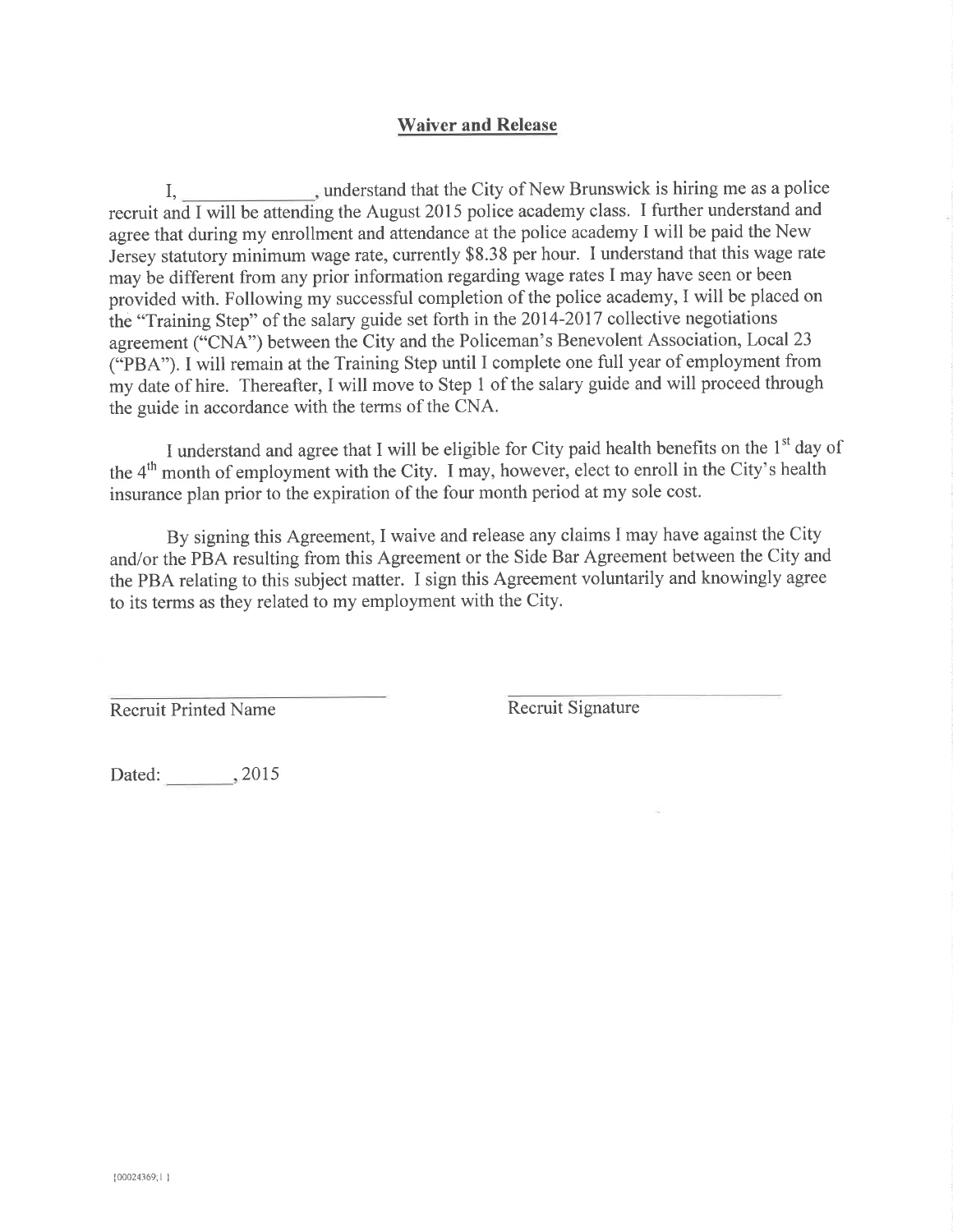**Waiver and Release**

I, _____________, understand that the City of New Brunswick is hiring me as a police recruit and I will be attending the August 2015 police academy class. I further understand and agree that during my enrollment and attendance at the police academy I will be paid the New Jersey statutory minimum wage rate, currently $8.38 per hour. I understand that this wage rate may be different from any prior information regarding wage rates I may have seen or been provided with. Following my successful completion of the police academy, I will be placed on the "Training Step" of the salary guide set forth in the 2014-2017 collective negotiations agreement ("CNA") between the City and the Policeman's Benevolent Association, Local 23 ("PBA"). I will remain at the Training Step until I complete one full year of employment from my date of hire. Thereafter, I will move to Step 1 of the salary guide and will proceed through the guide in accordance with the terms of the CNA.

I understand and agree that I will be eligible for City paid health benefits on the 1st day of the 4th month of employment with the City. I may, however, elect to enroll in the City's health insurance plan prior to the expiration of the four month period at my sole cost.

By signing this Agreement, I waive and release any claims I may have against the City and/or the PBA resulting from this Agreement or the Side Bar Agreement between the City and the PBA relating to this subject matter. I sign this Agreement voluntarily and knowingly agree to its terms as they related to my employment with the City.

_____________________________ &nbsp;&nbsp;&nbsp;&nbsp;&nbsp;&nbsp;&nbsp;&nbsp; _____________________________

Recruit Printed Name &nbsp;&nbsp;&nbsp;&nbsp;&nbsp;&nbsp;&nbsp;&nbsp;&nbsp;&nbsp;&nbsp;&nbsp;&nbsp;&nbsp;&nbsp;&nbsp;&nbsp;&nbsp;&nbsp;&nbsp;&nbsp; Recruit Signature

Dated: _______, 2015

{00024369;1 }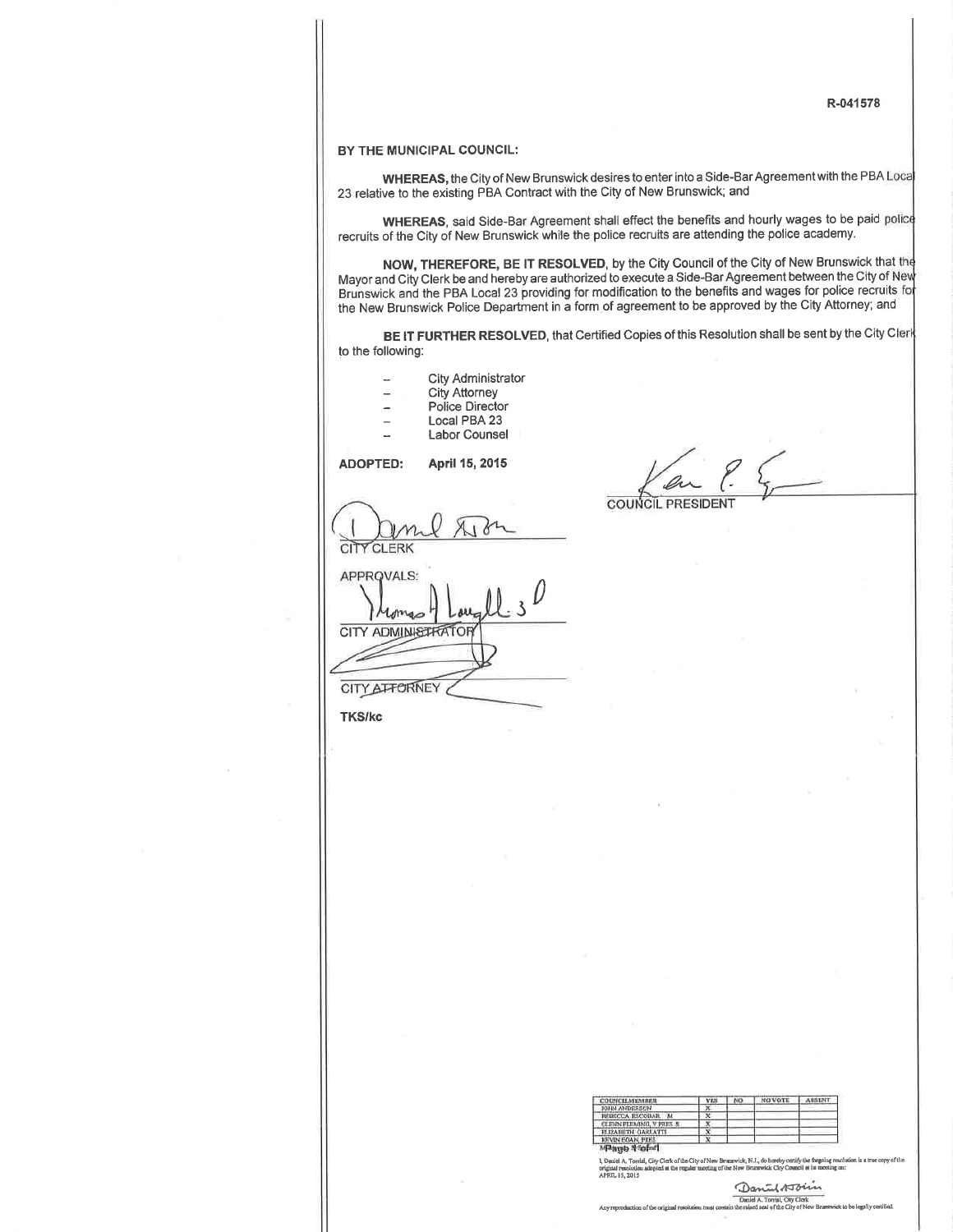R-041578

**BY THE MUNICIPAL COUNCIL:**

**WHEREAS,** the City of New Brunswick desires to enter into a Side-Bar Agreement with the PBA Local 23 relative to the existing PBA Contract with the City of New Brunswick; and

**WHEREAS**, said Side-Bar Agreement shall effect the benefits and hourly wages to be paid police recruits of the City of New Brunswick while the police recruits are attending the police academy.

**NOW, THEREFORE, BE IT RESOLVED**, by the City Council of the City of New Brunswick that the Mayor and City Clerk be and hereby are authorized to execute a Side-Bar Agreement between the City of New Brunswick and the PBA Local 23 providing for modification to the benefits and wages for police recruits for the New Brunswick Police Department in a form of agreement to be approved by the City Attorney; and

**BE IT FURTHER RESOLVED**, that Certified Copies of this Resolution shall be sent by the City Clerk to the following:

- City Administrator
- City Attorney
- Police Director
- Local PBA 23
- Labor Counsel

**ADOPTED:** **April 15, 2015**

COUNCIL PRESIDENT

CITY CLERK

APPROVALS:

CITY ADMINISTRATOR

CITY ATTORNEY

**TKS/kc**

| COUNCILMEMBER | YES | NO | NO VOTE | ABSENT |
|---|---|---|---|---|
| JOHN ANDERSON | X | | | |
| REBECCA ESCOBAR M | X | | | |
| GLENN FLEMING, V PRES S | X | | | |
| ELIZABETH GARLATTI | X | | | |
| KEVIN EGAN, PRES | X | | | |

I, Daniel A. Torrisi, City Clerk of the City of New Brunswick, N.J., do hereby certify the foregoing resolution is a true copy of the original resolution adopted at the regular meeting of the New Brunswick City Council at its meeting on: APRIL 15, 2015

Daniel A. Torrisi, City Clerk

Any reproduction of the original resolution must contain the raised seal of the City of New Brunswick to be legally certified.